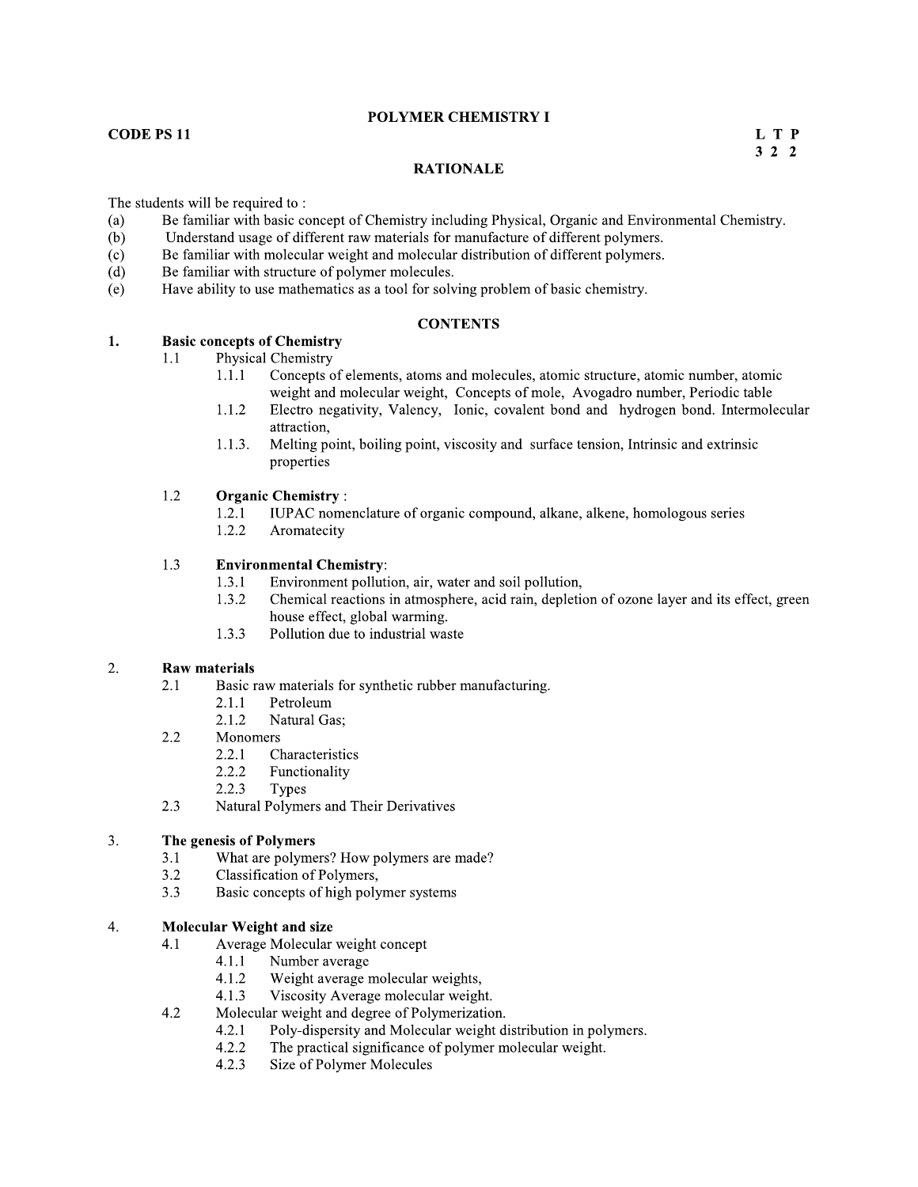# POLYMER CHEMISTRY I

**CODE PS 11**

**L T P**
**3 2 2**

## RATIONALE

The students will be required to :

(a) Be familiar with basic concept of Chemistry including Physical, Organic and Environmental Chemistry.
(b) Understand usage of different raw materials for manufacture of different polymers.
(c) Be familiar with molecular weight and molecular distribution of different polymers.
(d) Be familiar with structure of polymer molecules.
(e) Have ability to use mathematics as a tool for solving problem of basic chemistry.

## CONTENTS

**1. Basic concepts of Chemistry**

- 1.1 Physical Chemistry
  - 1.1.1 Concepts of elements, atoms and molecules, atomic structure, atomic number, atomic weight and molecular weight, Concepts of mole, Avogadro number, Periodic table
  - 1.1.2 Electro negativity, Valency, Ionic, covalent bond and hydrogen bond. Intermolecular attraction,
  - 1.1.3. Melting point, boiling point, viscosity and surface tension, Intrinsic and extrinsic properties
- 1.2 **Organic Chemistry** :
  - 1.2.1 IUPAC nomenclature of organic compound, alkane, alkene, homologous series
  - 1.2.2 Aromatecity
- 1.3 **Environmental Chemistry**:
  - 1.3.1 Environment pollution, air, water and soil pollution,
  - 1.3.2 Chemical reactions in atmosphere, acid rain, depletion of ozone layer and its effect, green house effect, global warming.
  - 1.3.3 Pollution due to industrial waste

**2. Raw materials**

- 2.1 Basic raw materials for synthetic rubber manufacturing.
  - 2.1.1 Petroleum
  - 2.1.2 Natural Gas;
- 2.2 Monomers
  - 2.2.1 Characteristics
  - 2.2.2 Functionality
  - 2.2.3 Types
- 2.3 Natural Polymers and Their Derivatives

**3. The genesis of Polymers**

- 3.1 What are polymers? How polymers are made?
- 3.2 Classification of Polymers,
- 3.3 Basic concepts of high polymer systems

**4. Molecular Weight and size**

- 4.1 Average Molecular weight concept
  - 4.1.1 Number average
  - 4.1.2 Weight average molecular weights,
  - 4.1.3 Viscosity Average molecular weight.
- 4.2 Molecular weight and degree of Polymerization.
  - 4.2.1 Poly-dispersity and Molecular weight distribution in polymers.
  - 4.2.2 The practical significance of polymer molecular weight.
  - 4.2.3 Size of Polymer Molecules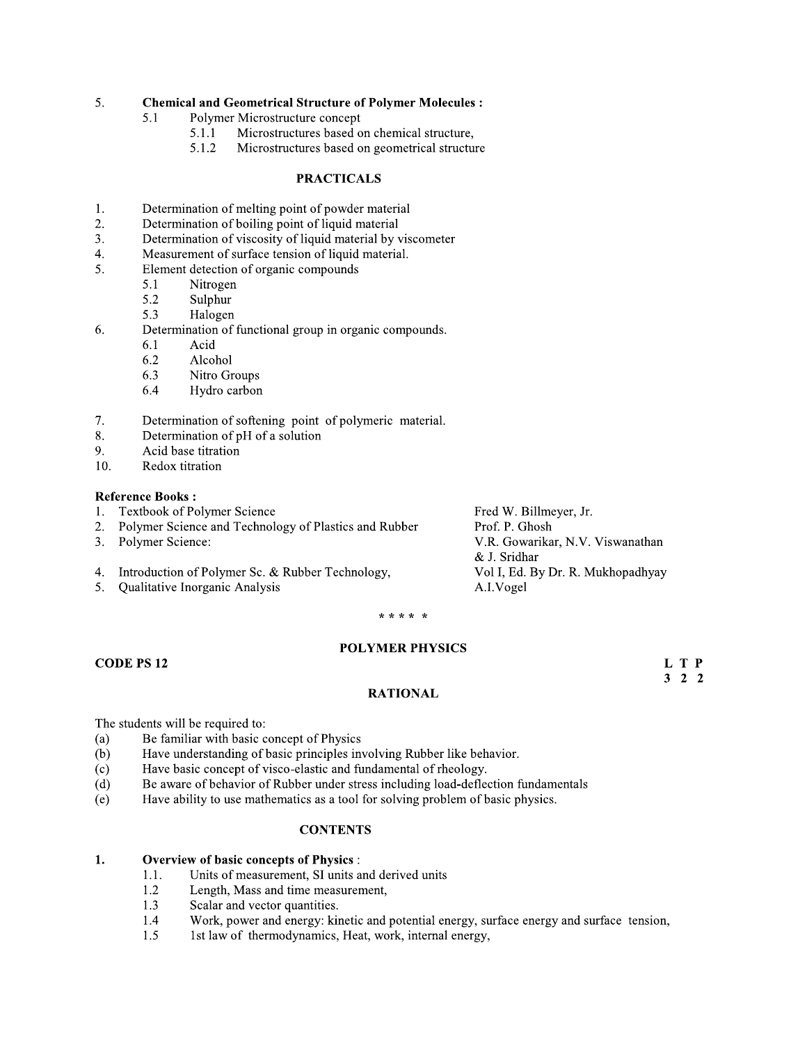5. **Chemical and Geometrical Structure of Polymer Molecules :**
   - 5.1 Polymer Microstructure concept
     - 5.1.1 Microstructures based on chemical structure,
     - 5.1.2 Microstructures based on geometrical structure

## PRACTICALS

1. Determination of melting point of powder material
2. Determination of boiling point of liquid material
3. Determination of viscosity of liquid material by viscometer
4. Measurement of surface tension of liquid material.
5. Element detection of organic compounds
   - 5.1 Nitrogen
   - 5.2 Sulphur
   - 5.3 Halogen
6. Determination of functional group in organic compounds.
   - 6.1 Acid
   - 6.2 Alcohol
   - 6.3 Nitro Groups
   - 6.4 Hydro carbon
7. Determination of softening point of polymeric material.
8. Determination of pH of a solution
9. Acid base titration
10. Redox titration

**Reference Books :**

| | |
|---|---|
| 1. Textbook of Polymer Science | Fred W. Billmeyer, Jr. |
| 2. Polymer Science and Technology of Plastics and Rubber | Prof. P. Ghosh |
| 3. Polymer Science: | V.R. Gowarikar, N.V. Viswanathan & J. Sridhar |
| 4. Introduction of Polymer Sc. & Rubber Technology, | Vol I, Ed. By Dr. R. Mukhopadhyay |
| 5. Qualitative Inorganic Analysis | A.I.Vogel |

\* \* \* \* \*

## POLYMER PHYSICS

**CODE PS 12**

**L T P**
**3 2 2**

### RATIONAL

The students will be required to:

- (a) Be familiar with basic concept of Physics
- (b) Have understanding of basic principles involving Rubber like behavior.
- (c) Have basic concept of visco-elastic and fundamental of rheology.
- (d) Be aware of behavior of Rubber under stress including load-deflection fundamentals
- (e) Have ability to use mathematics as a tool for solving problem of basic physics.

### CONTENTS

1. **Overview of basic concepts of Physics** :
   - 1.1. Units of measurement, SI units and derived units
   - 1.2 Length, Mass and time measurement,
   - 1.3 Scalar and vector quantities.
   - 1.4 Work, power and energy: kinetic and potential energy, surface energy and surface tension,
   - 1.5 1st law of thermodynamics, Heat, work, internal energy,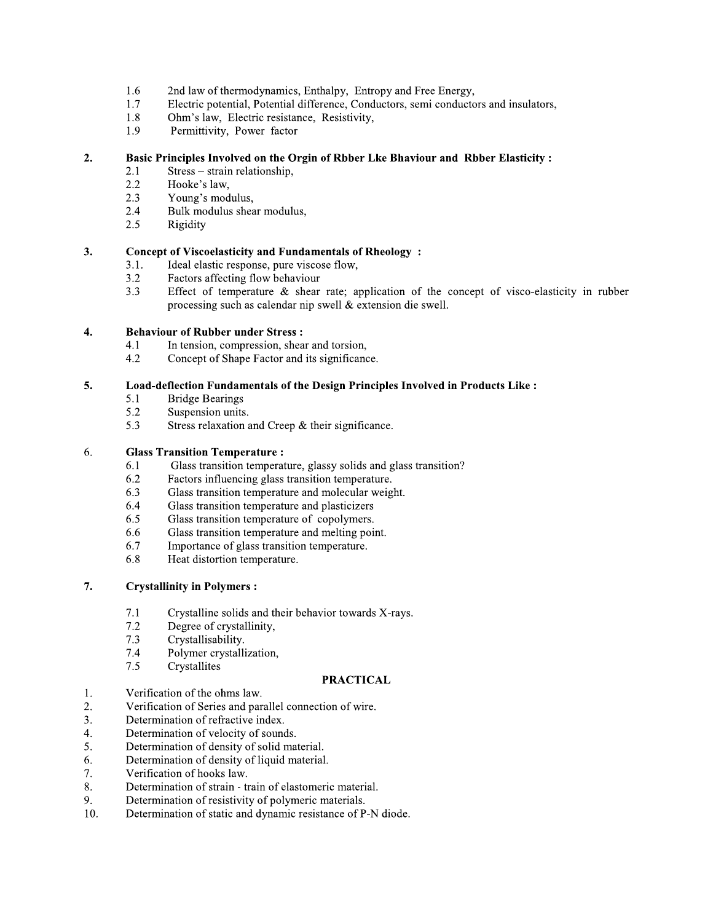- 1.6 2nd law of thermodynamics, Enthalpy, Entropy and Free Energy,
- 1.7 Electric potential, Potential difference, Conductors, semi conductors and insulators,
- 1.8 Ohm's law, Electric resistance, Resistivity,
- 1.9 Permittivity, Power factor

**2. Basic Principles Involved on the Orgin of Rbber Lke Bhaviour and Rbber Elasticity :**

- 2.1 Stress – strain relationship,
- 2.2 Hooke's law,
- 2.3 Young's modulus,
- 2.4 Bulk modulus shear modulus,
- 2.5 Rigidity

**3. Concept of Viscoelasticity and Fundamentals of Rheology :**

- 3.1. Ideal elastic response, pure viscose flow,
- 3.2 Factors affecting flow behaviour
- 3.3 Effect of temperature & shear rate; application of the concept of visco-elasticity in rubber processing such as calendar nip swell & extension die swell.

**4. Behaviour of Rubber under Stress :**

- 4.1 In tension, compression, shear and torsion,
- 4.2 Concept of Shape Factor and its significance.

**5. Load-deflection Fundamentals of the Design Principles Involved in Products Like :**

- 5.1 Bridge Bearings
- 5.2 Suspension units.
- 5.3 Stress relaxation and Creep & their significance.

6. **Glass Transition Temperature :**

- 6.1 Glass transition temperature, glassy solids and glass transition?
- 6.2 Factors influencing glass transition temperature.
- 6.3 Glass transition temperature and molecular weight.
- 6.4 Glass transition temperature and plasticizers
- 6.5 Glass transition temperature of copolymers.
- 6.6 Glass transition temperature and melting point.
- 6.7 Importance of glass transition temperature.
- 6.8 Heat distortion temperature.

**7. Crystallinity in Polymers :**

- 7.1 Crystalline solids and their behavior towards X-rays.
- 7.2 Degree of crystallinity,
- 7.3 Crystallisability.
- 7.4 Polymer crystallization,
- 7.5 Crystallites

## PRACTICAL

1. Verification of the ohms law.
2. Verification of Series and parallel connection of wire.
3. Determination of refractive index.
4. Determination of velocity of sounds.
5. Determination of density of solid material.
6. Determination of density of liquid material.
7. Verification of hooks law.
8. Determination of strain - train of elastomeric material.
9. Determination of resistivity of polymeric materials.
10. Determination of static and dynamic resistance of P-N diode.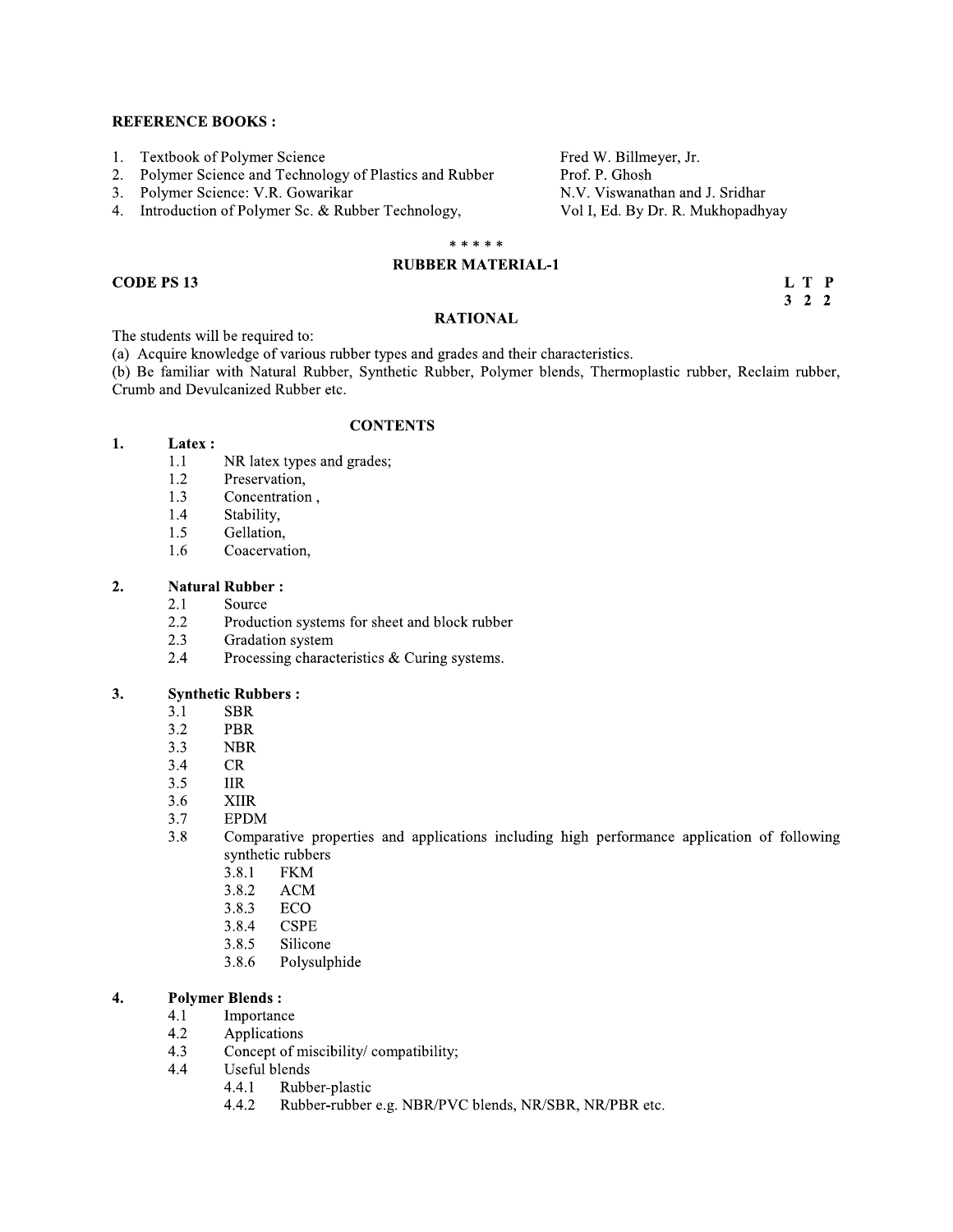**REFERENCE BOOKS :**

| | | |
|---|---|---|
| 1. | Textbook of Polymer Science | Fred W. Billmeyer, Jr. |
| 2. | Polymer Science and Technology of Plastics and Rubber | Prof. P. Ghosh |
| 3. | Polymer Science: V.R. Gowarikar | N.V. Viswanathan and J. Sridhar |
| 4. | Introduction of Polymer Sc. & Rubber Technology, | Vol I, Ed. By Dr. R. Mukhopadhyay |

\* \* \* \* \*

## RUBBER MATERIAL-1

**CODE PS 13**

| L | T | P |
|---|---|---|
| 3 | 2 | 2 |

### RATIONAL

The students will be required to:

(a) Acquire knowledge of various rubber types and grades and their characteristics.

(b) Be familiar with Natural Rubber, Synthetic Rubber, Polymer blends, Thermoplastic rubber, Reclaim rubber, Crumb and Devulcanized Rubber etc.

### CONTENTS

**1. Latex :**

- 1.1 NR latex types and grades;
- 1.2 Preservation,
- 1.3 Concentration ,
- 1.4 Stability,
- 1.5 Gellation,
- 1.6 Coacervation,

**2. Natural Rubber :**

- 2.1 Source
- 2.2 Production systems for sheet and block rubber
- 2.3 Gradation system
- 2.4 Processing characteristics & Curing systems.

**3. Synthetic Rubbers :**

- 3.1 SBR
- 3.2 PBR
- 3.3 NBR
- 3.4 CR
- 3.5 IIR
- 3.6 XIIR
- 3.7 EPDM
- 3.8 Comparative properties and applications including high performance application of following synthetic rubbers
  - 3.8.1 FKM
  - 3.8.2 ACM
  - 3.8.3 ECO
  - 3.8.4 CSPE
  - 3.8.5 Silicone
  - 3.8.6 Polysulphide

**4. Polymer Blends :**

- 4.1 Importance
- 4.2 Applications
- 4.3 Concept of miscibility/ compatibility;
- 4.4 Useful blends
  - 4.4.1 Rubber-plastic
  - 4.4.2 Rubber-rubber e.g. NBR/PVC blends, NR/SBR, NR/PBR etc.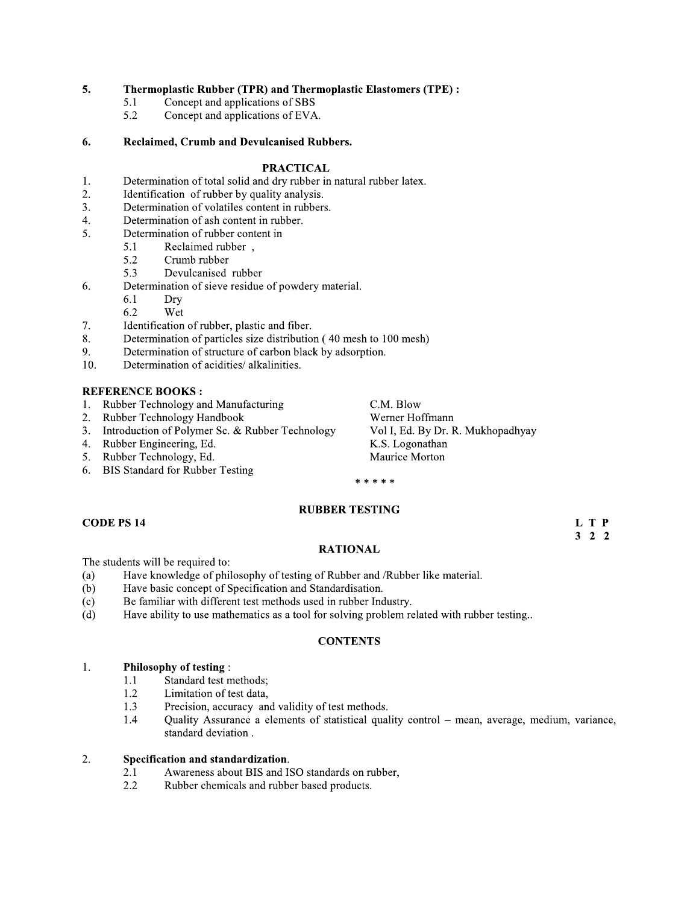5. **Thermoplastic Rubber (TPR) and Thermoplastic Elastomers (TPE) :**
   - 5.1 Concept and applications of SBS
   - 5.2 Concept and applications of EVA.

6. **Reclaimed, Crumb and Devulcanised Rubbers.**

## PRACTICAL

1. Determination of total solid and dry rubber in natural rubber latex.
2. Identification of rubber by quality analysis.
3. Determination of volatiles content in rubbers.
4. Determination of ash content in rubber.
5. Determination of rubber content in
   - 5.1 Reclaimed rubber ,
   - 5.2 Crumb rubber
   - 5.3 Devulcanised rubber
6. Determination of sieve residue of powdery material.
   - 6.1 Dry
   - 6.2 Wet
7. Identification of rubber, plastic and fiber.
8. Determination of particles size distribution ( 40 mesh to 100 mesh)
9. Determination of structure of carbon black by adsorption.
10. Determination of acidities/ alkalinities.

**REFERENCE BOOKS :**

| | | |
|---|---|---|
| 1. | Rubber Technology and Manufacturing | C.M. Blow |
| 2. | Rubber Technology Handbook | Werner Hoffmann |
| 3. | Introduction of Polymer Sc. & Rubber Technology | Vol I, Ed. By Dr. R. Mukhopadhyay |
| 4. | Rubber Engineering, Ed. | K.S. Logonathan |
| 5. | Rubber Technology, Ed. | Maurice Morton |
| 6. | BIS Standard for Rubber Testing | |

\* \* \* \* \*

## RUBBER TESTING

**CODE PS 14** **L T P**
**3 2 2**

### RATIONAL

The students will be required to:

- (a) Have knowledge of philosophy of testing of Rubber and /Rubber like material.
- (b) Have basic concept of Specification and Standardisation.
- (c) Be familiar with different test methods used in rubber Industry.
- (d) Have ability to use mathematics as a tool for solving problem related with rubber testing..

### CONTENTS

1. **Philosophy of testing** :
   - 1.1 Standard test methods;
   - 1.2 Limitation of test data,
   - 1.3 Precision, accuracy and validity of test methods.
   - 1.4 Quality Assurance a elements of statistical quality control – mean, average, medium, variance, standard deviation .

2. **Specification and standardization**.
   - 2.1 Awareness about BIS and ISO standards on rubber,
   - 2.2 Rubber chemicals and rubber based products.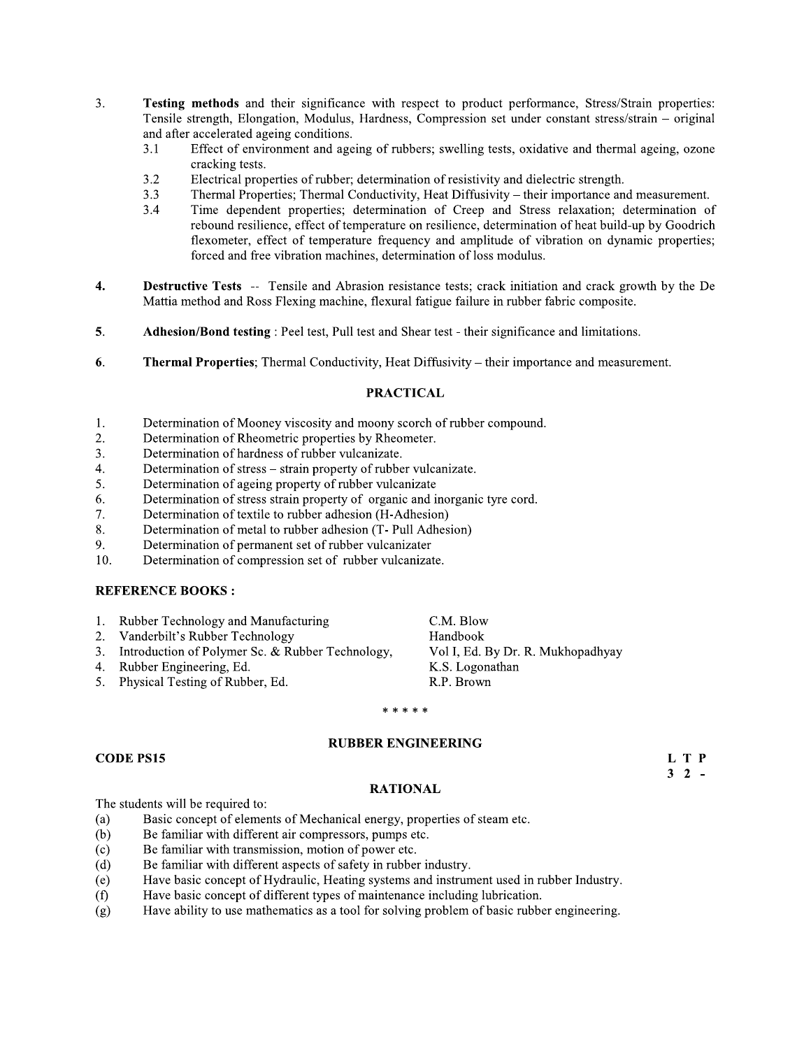3. **Testing methods** and their significance with respect to product performance, Stress/Strain properties: Tensile strength, Elongation, Modulus, Hardness, Compression set under constant stress/strain – original and after accelerated ageing conditions.
   - 3.1 Effect of environment and ageing of rubbers; swelling tests, oxidative and thermal ageing, ozone cracking tests.
   - 3.2 Electrical properties of rubber; determination of resistivity and dielectric strength.
   - 3.3 Thermal Properties; Thermal Conductivity, Heat Diffusivity – their importance and measurement.
   - 3.4 Time dependent properties; determination of Creep and Stress relaxation; determination of rebound resilience, effect of temperature on resilience, determination of heat build-up by Goodrich flexometer, effect of temperature frequency and amplitude of vibration on dynamic properties; forced and free vibration machines, determination of loss modulus.

4. **Destructive Tests** -- Tensile and Abrasion resistance tests; crack initiation and crack growth by the De Mattia method and Ross Flexing machine, flexural fatigue failure in rubber fabric composite.

5. **Adhesion/Bond testing** : Peel test, Pull test and Shear test - their significance and limitations.

6. **Thermal Properties**; Thermal Conductivity, Heat Diffusivity – their importance and measurement.

## PRACTICAL

1. Determination of Mooney viscosity and moony scorch of rubber compound.
2. Determination of Rheometric properties by Rheometer.
3. Determination of hardness of rubber vulcanizate.
4. Determination of stress – strain property of rubber vulcanizate.
5. Determination of ageing property of rubber vulcanizate
6. Determination of stress strain property of organic and inorganic tyre cord.
7. Determination of textile to rubber adhesion (H-Adhesion)
8. Determination of metal to rubber adhesion (T- Pull Adhesion)
9. Determination of permanent set of rubber vulcanizater
10. Determination of compression set of rubber vulcanizate.

### REFERENCE BOOKS :

| | |
|---|---|
| 1. Rubber Technology and Manufacturing | C.M. Blow |
| 2. Vanderbilt's Rubber Technology | Handbook |
| 3. Introduction of Polymer Sc. & Rubber Technology, | Vol I, Ed. By Dr. R. Mukhopadhyay |
| 4. Rubber Engineering, Ed. | K.S. Logonathan |
| 5. Physical Testing of Rubber, Ed. | R.P. Brown |

\* \* \* \* \*

## RUBBER ENGINEERING

**CODE PS15** **L T P**
**3 2 -**

### RATIONAL

The students will be required to:

- (a) Basic concept of elements of Mechanical energy, properties of steam etc.
- (b) Be familiar with different air compressors, pumps etc.
- (c) Be familiar with transmission, motion of power etc.
- (d) Be familiar with different aspects of safety in rubber industry.
- (e) Have basic concept of Hydraulic, Heating systems and instrument used in rubber Industry.
- (f) Have basic concept of different types of maintenance including lubrication.
- (g) Have ability to use mathematics as a tool for solving problem of basic rubber engineering.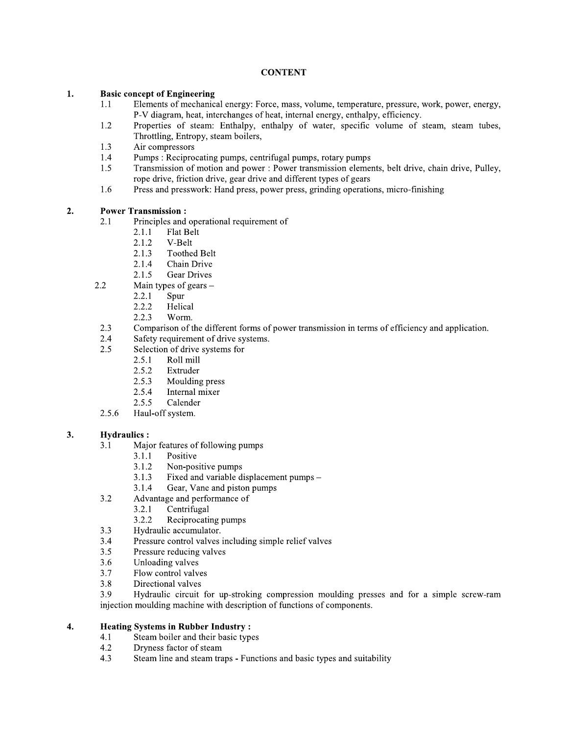# CONTENT

**1. Basic concept of Engineering**

- 1.1 Elements of mechanical energy: Force, mass, volume, temperature, pressure, work, power, energy, P-V diagram, heat, interchanges of heat, internal energy, enthalpy, efficiency.
- 1.2 Properties of steam: Enthalpy, enthalpy of water, specific volume of steam, steam tubes, Throttling, Entropy, steam boilers,
- 1.3 Air compressors
- 1.4 Pumps : Reciprocating pumps, centrifugal pumps, rotary pumps
- 1.5 Transmission of motion and power : Power transmission elements, belt drive, chain drive, Pulley, rope drive, friction drive, gear drive and different types of gears
- 1.6 Press and presswork: Hand press, power press, grinding operations, micro-finishing

**2. Power Transmission :**

- 2.1 Principles and operational requirement of
  - 2.1.1 Flat Belt
  - 2.1.2 V-Belt
  - 2.1.3 Toothed Belt
  - 2.1.4 Chain Drive
  - 2.1.5 Gear Drives
- 2.2 Main types of gears –
  - 2.2.1 Spur
  - 2.2.2 Helical
  - 2.2.3 Worm.
- 2.3 Comparison of the different forms of power transmission in terms of efficiency and application.
- 2.4 Safety requirement of drive systems.
- 2.5 Selection of drive systems for
  - 2.5.1 Roll mill
  - 2.5.2 Extruder
  - 2.5.3 Moulding press
  - 2.5.4 Internal mixer
  - 2.5.5 Calender
- 2.5.6 Haul-off system.

**3. Hydraulics :**

- 3.1 Major features of following pumps
  - 3.1.1 Positive
  - 3.1.2 Non-positive pumps
  - 3.1.3 Fixed and variable displacement pumps –
  - 3.1.4 Gear, Vane and piston pumps
- 3.2 Advantage and performance of
  - 3.2.1 Centrifugal
  - 3.2.2 Reciprocating pumps
- 3.3 Hydraulic accumulator.
- 3.4 Pressure control valves including simple relief valves
- 3.5 Pressure reducing valves
- 3.6 Unloading valves
- 3.7 Flow control valves
- 3.8 Directional valves
- 3.9 Hydraulic circuit for up-stroking compression moulding presses and for a simple screw-ram injection moulding machine with description of functions of components.

**4. Heating Systems in Rubber Industry :**

- 4.1 Steam boiler and their basic types
- 4.2 Dryness factor of steam
- 4.3 Steam line and steam traps - Functions and basic types and suitability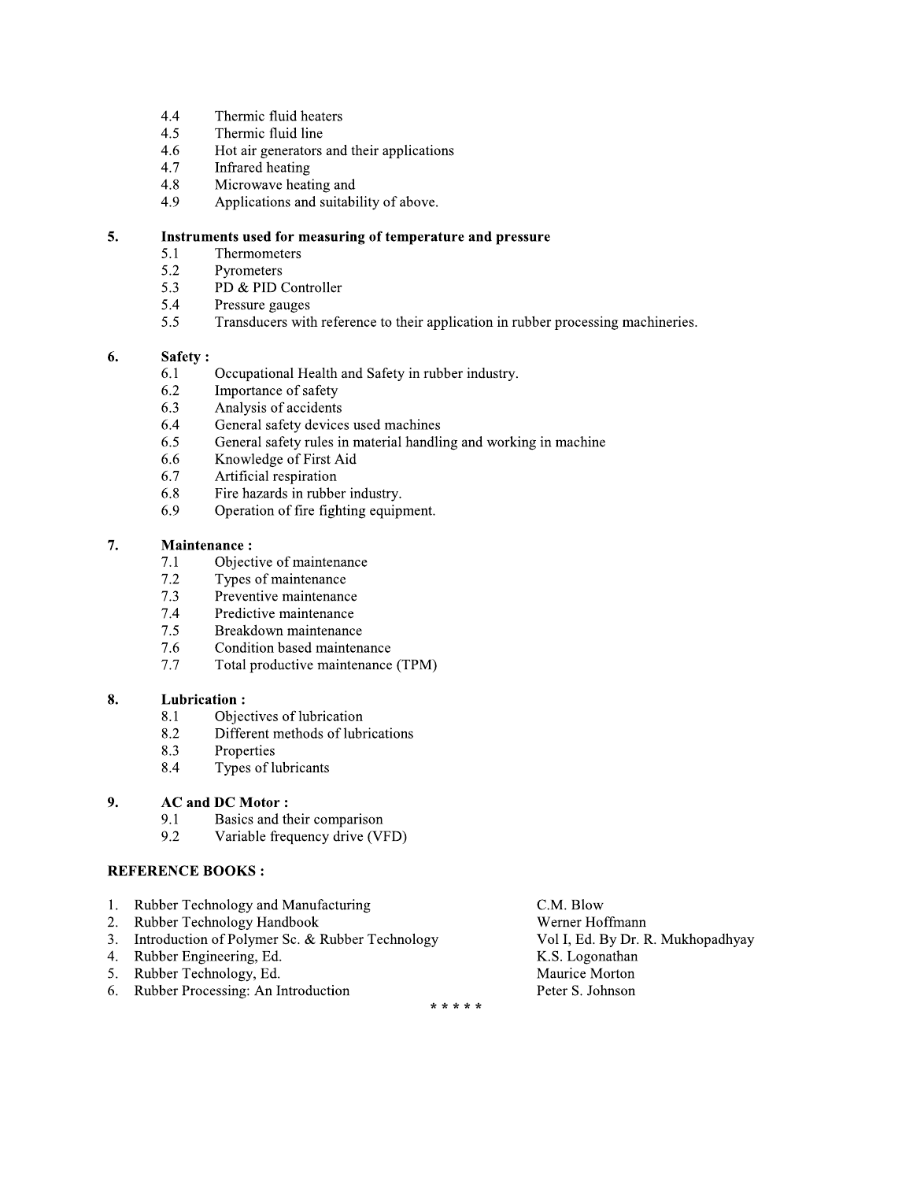- 4.4 Thermic fluid heaters
- 4.5 Thermic fluid line
- 4.6 Hot air generators and their applications
- 4.7 Infrared heating
- 4.8 Microwave heating and
- 4.9 Applications and suitability of above.

**5. Instruments used for measuring of temperature and pressure**

- 5.1 Thermometers
- 5.2 Pyrometers
- 5.3 PD & PID Controller
- 5.4 Pressure gauges
- 5.5 Transducers with reference to their application in rubber processing machineries.

**6. Safety :**

- 6.1 Occupational Health and Safety in rubber industry.
- 6.2 Importance of safety
- 6.3 Analysis of accidents
- 6.4 General safety devices used machines
- 6.5 General safety rules in material handling and working in machine
- 6.6 Knowledge of First Aid
- 6.7 Artificial respiration
- 6.8 Fire hazards in rubber industry.
- 6.9 Operation of fire fighting equipment.

**7. Maintenance :**

- 7.1 Objective of maintenance
- 7.2 Types of maintenance
- 7.3 Preventive maintenance
- 7.4 Predictive maintenance
- 7.5 Breakdown maintenance
- 7.6 Condition based maintenance
- 7.7 Total productive maintenance (TPM)

**8. Lubrication :**

- 8.1 Objectives of lubrication
- 8.2 Different methods of lubrications
- 8.3 Properties
- 8.4 Types of lubricants

**9. AC and DC Motor :**

- 9.1 Basics and their comparison
- 9.2 Variable frequency drive (VFD)

**REFERENCE BOOKS :**

| | Title | Author |
|---|---|---|
| 1. | Rubber Technology and Manufacturing | C.M. Blow |
| 2. | Rubber Technology Handbook | Werner Hoffmann |
| 3. | Introduction of Polymer Sc. & Rubber Technology | Vol I, Ed. By Dr. R. Mukhopadhyay |
| 4. | Rubber Engineering, Ed. | K.S. Logonathan |
| 5. | Rubber Technology, Ed. | Maurice Morton |
| 6. | Rubber Processing: An Introduction | Peter S. Johnson |

* * * * *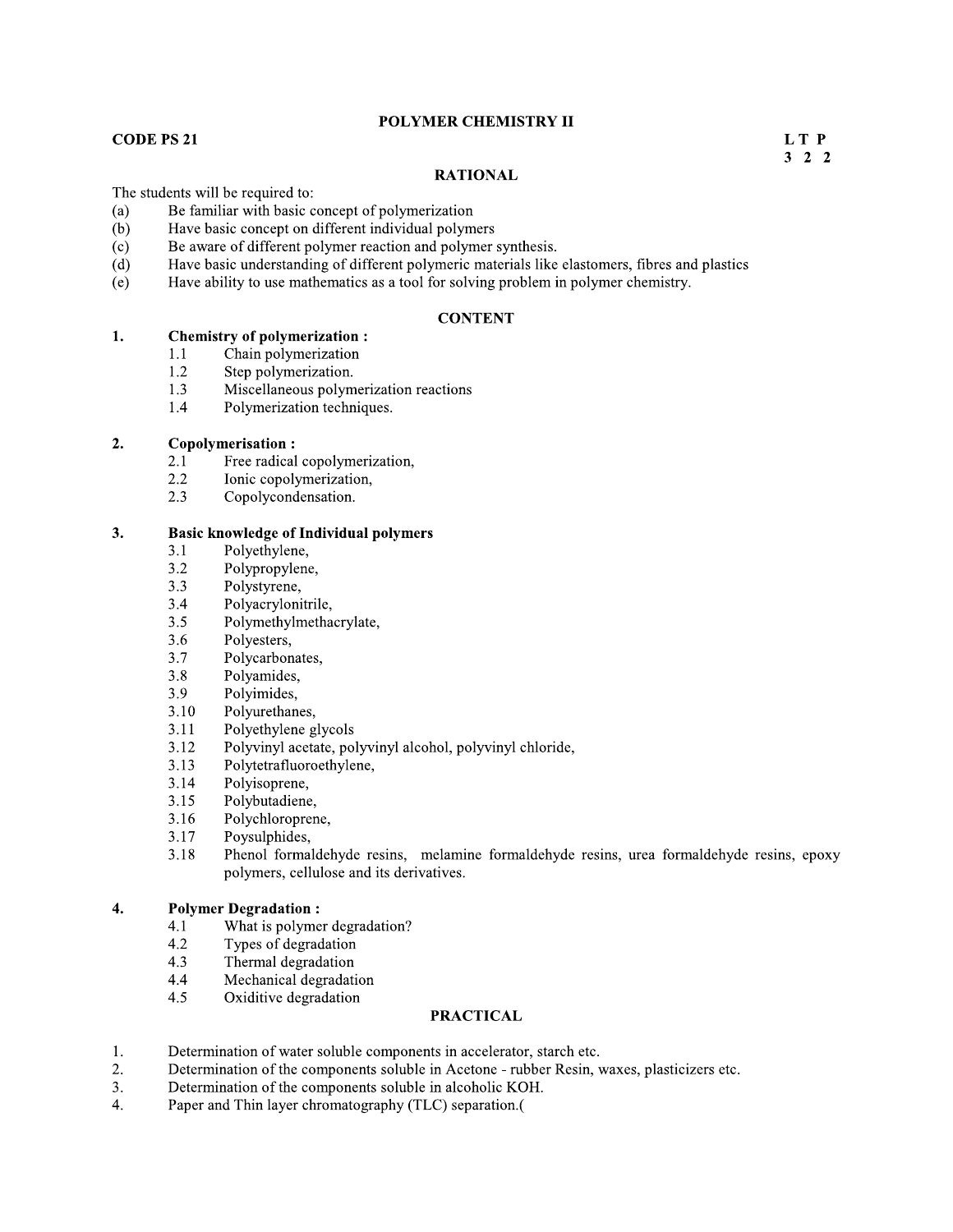# POLYMER CHEMISTRY II

**CODE PS 21**

**L T P**
**3 2 2**

## RATIONAL

The students will be required to:

(a) Be familiar with basic concept of polymerization
(b) Have basic concept on different individual polymers
(c) Be aware of different polymer reaction and polymer synthesis.
(d) Have basic understanding of different polymeric materials like elastomers, fibres and plastics
(e) Have ability to use mathematics as a tool for solving problem in polymer chemistry.

## CONTENT

**1. Chemistry of polymerization :**

- 1.1 Chain polymerization
- 1.2 Step polymerization.
- 1.3 Miscellaneous polymerization reactions
- 1.4 Polymerization techniques.

**2. Copolymerisation :**

- 2.1 Free radical copolymerization,
- 2.2 Ionic copolymerization,
- 2.3 Copolycondensation.

**3. Basic knowledge of Individual polymers**

- 3.1 Polyethylene,
- 3.2 Polypropylene,
- 3.3 Polystyrene,
- 3.4 Polyacrylonitrile,
- 3.5 Polymethylmethacrylate,
- 3.6 Polyesters,
- 3.7 Polycarbonates,
- 3.8 Polyamides,
- 3.9 Polyimides,
- 3.10 Polyurethanes,
- 3.11 Polyethylene glycols
- 3.12 Polyvinyl acetate, polyvinyl alcohol, polyvinyl chloride,
- 3.13 Polytetrafluoroethylene,
- 3.14 Polyisoprene,
- 3.15 Polybutadiene,
- 3.16 Polychloroprene,
- 3.17 Poysulphides,
- 3.18 Phenol formaldehyde resins, melamine formaldehyde resins, urea formaldehyde resins, epoxy polymers, cellulose and its derivatives.

**4. Polymer Degradation :**

- 4.1 What is polymer degradation?
- 4.2 Types of degradation
- 4.3 Thermal degradation
- 4.4 Mechanical degradation
- 4.5 Oxiditive degradation

## PRACTICAL

1. Determination of water soluble components in accelerator, starch etc.
2. Determination of the components soluble in Acetone - rubber Resin, waxes, plasticizers etc.
3. Determination of the components soluble in alcoholic KOH.
4. Paper and Thin layer chromatography (TLC) separation.(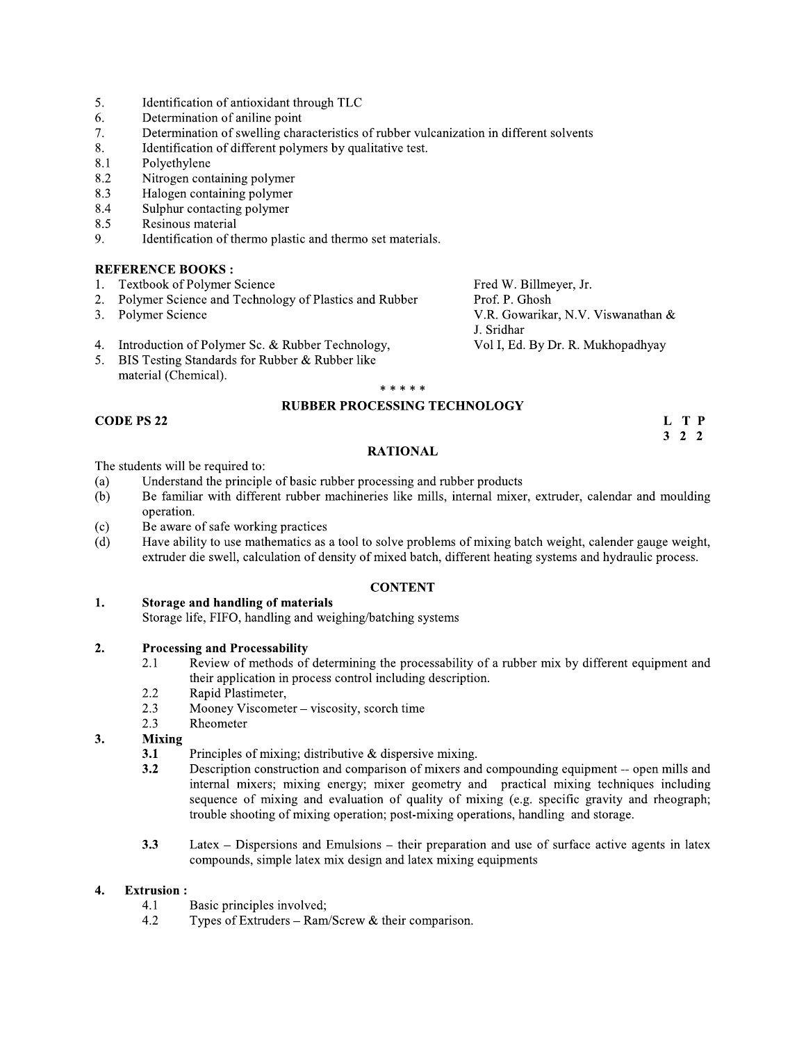5. Identification of antioxidant through TLC
6. Determination of aniline point
7. Determination of swelling characteristics of rubber vulcanization in different solvents
8. Identification of different polymers by qualitative test.
   - 8.1 Polyethylene
   - 8.2 Nitrogen containing polymer
   - 8.3 Halogen containing polymer
   - 8.4 Sulphur contacting polymer
   - 8.5 Resinous material
9. Identification of thermo plastic and thermo set materials.

**REFERENCE BOOKS :**

| | |
|---|---|
| 1. Textbook of Polymer Science | Fred W. Billmeyer, Jr. |
| 2. Polymer Science and Technology of Plastics and Rubber | Prof. P. Ghosh |
| 3. Polymer Science | V.R. Gowarikar, N.V. Viswanathan & J. Sridhar |
| 4. Introduction of Polymer Sc. & Rubber Technology, | Vol I, Ed. By Dr. R. Mukhopadhyay |
| 5. BIS Testing Standards for Rubber & Rubber like material (Chemical). | |

\* \* \* \* \*

## RUBBER PROCESSING TECHNOLOGY

**CODE PS 22**

**L T P**
**3 2 2**

### RATIONAL

The students will be required to:

- (a) Understand the principle of basic rubber processing and rubber products
- (b) Be familiar with different rubber machineries like mills, internal mixer, extruder, calendar and moulding operation.
- (c) Be aware of safe working practices
- (d) Have ability to use mathematics as a tool to solve problems of mixing batch weight, calender gauge weight, extruder die swell, calculation of density of mixed batch, different heating systems and hydraulic process.

### CONTENT

**1. Storage and handling of materials**

Storage life, FIFO, handling and weighing/batching systems

**2. Processing and Processability**

- 2.1 Review of methods of determining the processability of a rubber mix by different equipment and their application in process control including description.
- 2.2 Rapid Plastimeter,
- 2.3 Mooney Viscometer – viscosity, scorch time
- 2.3 Rheometer

**3. Mixing**

- **3.1** Principles of mixing; distributive & dispersive mixing.
- **3.2** Description construction and comparison of mixers and compounding equipment -- open mills and internal mixers; mixing energy; mixer geometry and practical mixing techniques including sequence of mixing and evaluation of quality of mixing (e.g. specific gravity and rheograph; trouble shooting of mixing operation; post-mixing operations, handling and storage.
- **3.3** Latex – Dispersions and Emulsions – their preparation and use of surface active agents in latex compounds, simple latex mix design and latex mixing equipments

**4. Extrusion :**

- 4.1 Basic principles involved;
- 4.2 Types of Extruders – Ram/Screw & their comparison.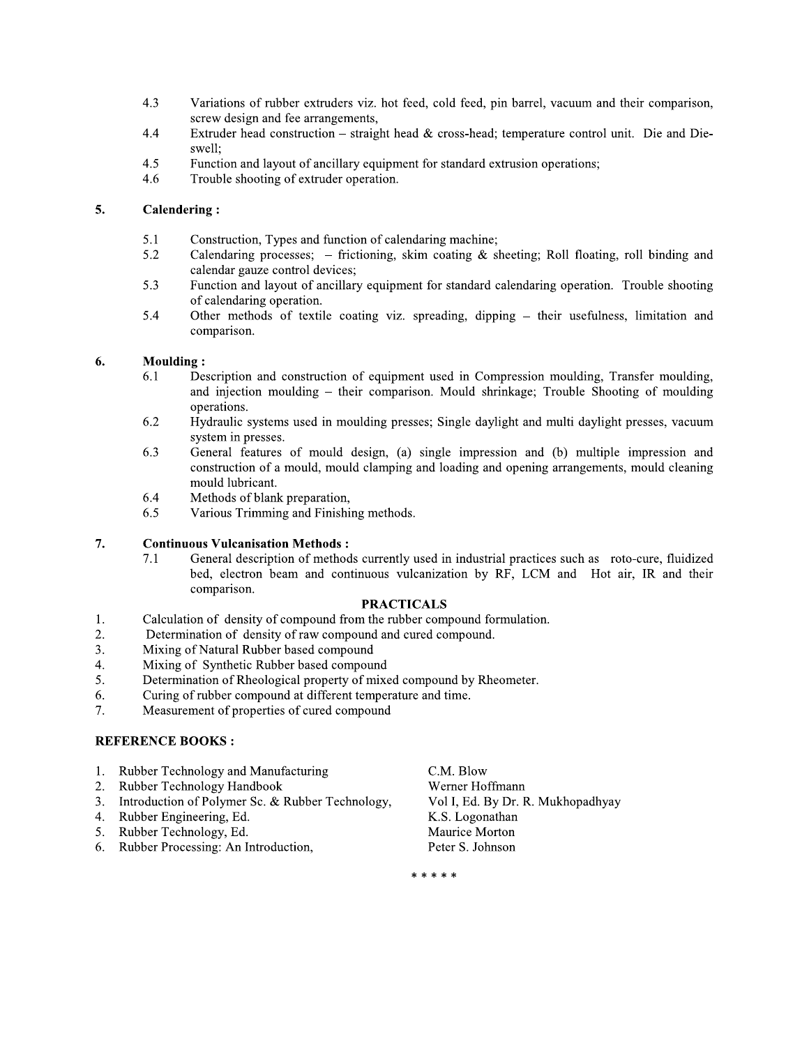4.3 Variations of rubber extruders viz. hot feed, cold feed, pin barrel, vacuum and their comparison, screw design and fee arrangements,

4.4 Extruder head construction – straight head & cross-head; temperature control unit. Die and Die-swell;

4.5 Function and layout of ancillary equipment for standard extrusion operations;

4.6 Trouble shooting of extruder operation.

## 5. Calendering :

5.1 Construction, Types and function of calendaring machine;

5.2 Calendaring processes; – frictioning, skim coating & sheeting; Roll floating, roll binding and calendar gauze control devices;

5.3 Function and layout of ancillary equipment for standard calendaring operation. Trouble shooting of calendaring operation.

5.4 Other methods of textile coating viz. spreading, dipping – their usefulness, limitation and comparison.

## 6. Moulding :

6.1 Description and construction of equipment used in Compression moulding, Transfer moulding, and injection moulding – their comparison. Mould shrinkage; Trouble Shooting of moulding operations.

6.2 Hydraulic systems used in moulding presses; Single daylight and multi daylight presses, vacuum system in presses.

6.3 General features of mould design, (a) single impression and (b) multiple impression and construction of a mould, mould clamping and loading and opening arrangements, mould cleaning mould lubricant.

6.4 Methods of blank preparation,

6.5 Various Trimming and Finishing methods.

## 7. Continuous Vulcanisation Methods :

7.1 General description of methods currently used in industrial practices such as roto-cure, fluidized bed, electron beam and continuous vulcanization by RF, LCM and Hot air, IR and their comparison.

## PRACTICALS

1. Calculation of density of compound from the rubber compound formulation.
2. Determination of density of raw compound and cured compound.
3. Mixing of Natural Rubber based compound
4. Mixing of Synthetic Rubber based compound
5. Determination of Rheological property of mixed compound by Rheometer.
6. Curing of rubber compound at different temperature and time.
7. Measurement of properties of cured compound

## REFERENCE BOOKS :

1. Rubber Technology and Manufacturing — C.M. Blow
2. Rubber Technology Handbook — Werner Hoffmann
3. Introduction of Polymer Sc. & Rubber Technology, — Vol I, Ed. By Dr. R. Mukhopadhyay
4. Rubber Engineering, Ed. — K.S. Logonathan
5. Rubber Technology, Ed. — Maurice Morton
6. Rubber Processing: An Introduction, — Peter S. Johnson

\* \* \* \* \*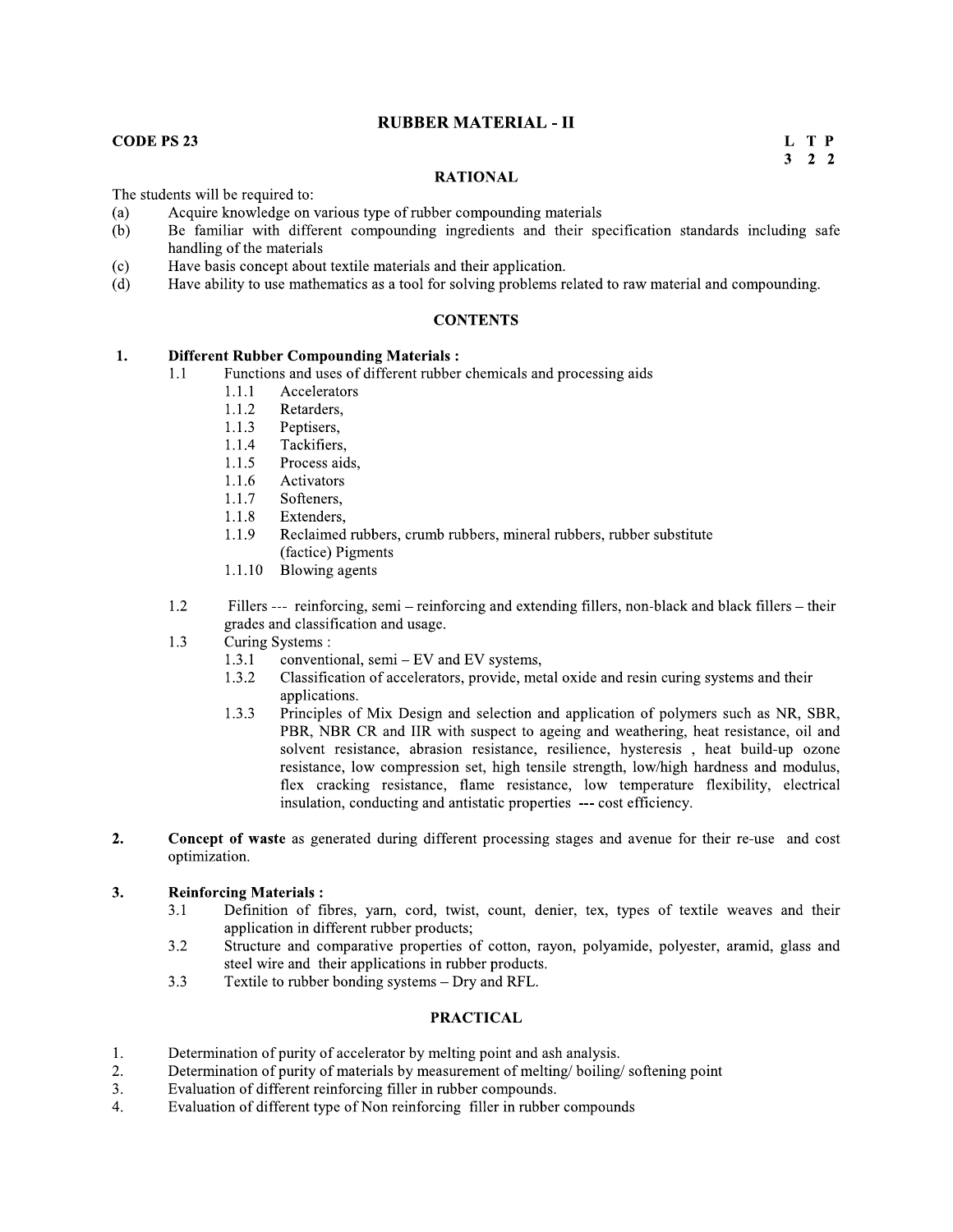# RUBBER MATERIAL - II

**CODE PS 23**

| L | T | P |
|---|---|---|
| 3 | 2 | 2 |

## RATIONAL

The students will be required to:

(a) Acquire knowledge on various type of rubber compounding materials

(b) Be familiar with different compounding ingredients and their specification standards including safe handling of the materials

(c) Have basis concept about textile materials and their application.

(d) Have ability to use mathematics as a tool for solving problems related to raw material and compounding.

## CONTENTS

1. **Different Rubber Compounding Materials :**
   - 1.1 Functions and uses of different rubber chemicals and processing aids
     - 1.1.1 Accelerators
     - 1.1.2 Retarders,
     - 1.1.3 Peptisers,
     - 1.1.4 Tackifiers,
     - 1.1.5 Process aids,
     - 1.1.6 Activators
     - 1.1.7 Softeners,
     - 1.1.8 Extenders,
     - 1.1.9 Reclaimed rubbers, crumb rubbers, mineral rubbers, rubber substitute (factice) Pigments
     - 1.1.10 Blowing agents
   - 1.2 Fillers --- reinforcing, semi – reinforcing and extending fillers, non-black and black fillers – their grades and classification and usage.
   - 1.3 Curing Systems :
     - 1.3.1 conventional, semi – EV and EV systems,
     - 1.3.2 Classification of accelerators, provide, metal oxide and resin curing systems and their applications.
     - 1.3.3 Principles of Mix Design and selection and application of polymers such as NR, SBR, PBR, NBR CR and IIR with suspect to ageing and weathering, heat resistance, oil and solvent resistance, abrasion resistance, resilience, hysteresis , heat build-up ozone resistance, low compression set, high tensile strength, low/high hardness and modulus, flex cracking resistance, flame resistance, low temperature flexibility, electrical insulation, conducting and antistatic properties --- cost efficiency.

2. **Concept of waste** as generated during different processing stages and avenue for their re-use and cost optimization.

3. **Reinforcing Materials :**
   - 3.1 Definition of fibres, yarn, cord, twist, count, denier, tex, types of textile weaves and their application in different rubber products;
   - 3.2 Structure and comparative properties of cotton, rayon, polyamide, polyester, aramid, glass and steel wire and their applications in rubber products.
   - 3.3 Textile to rubber bonding systems – Dry and RFL.

## PRACTICAL

1. Determination of purity of accelerator by melting point and ash analysis.
2. Determination of purity of materials by measurement of melting/ boiling/ softening point
3. Evaluation of different reinforcing filler in rubber compounds.
4. Evaluation of different type of Non reinforcing filler in rubber compounds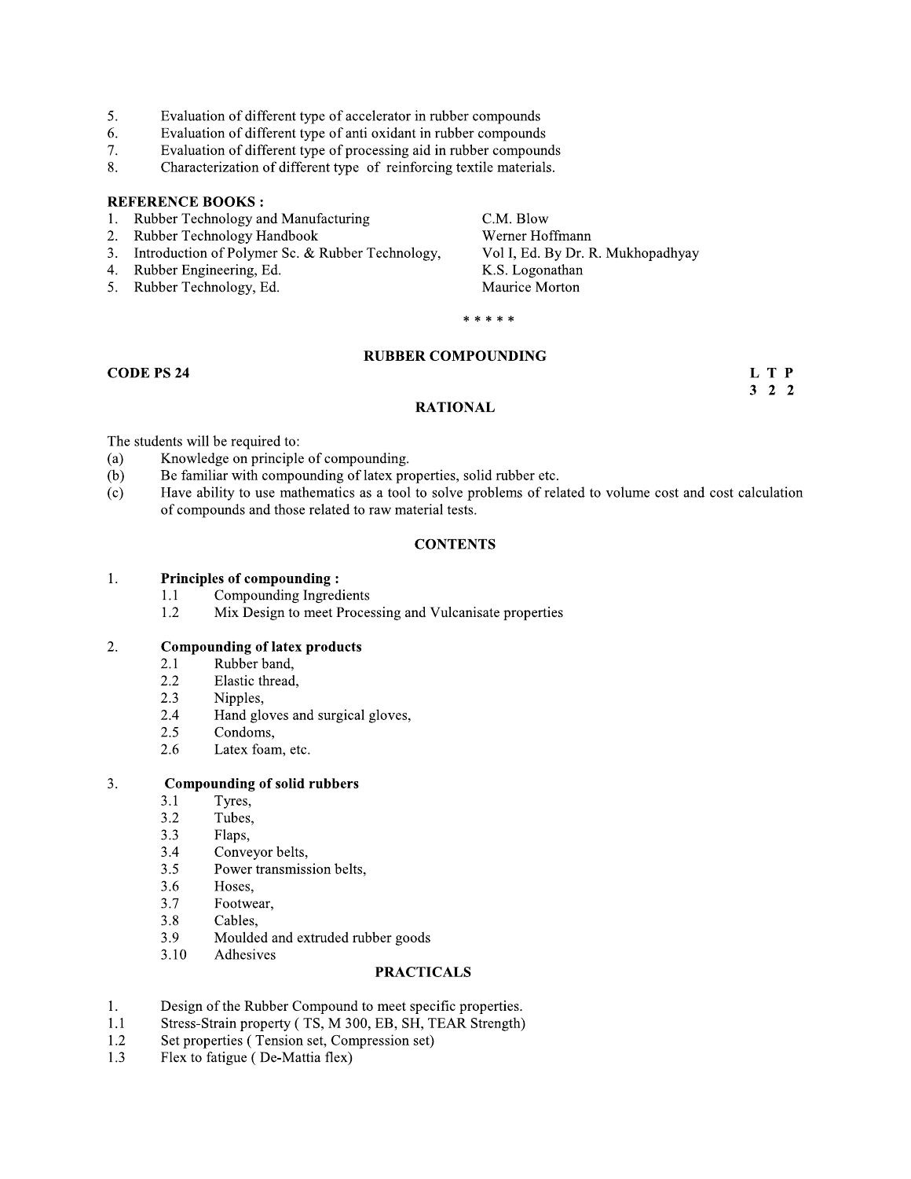5. Evaluation of different type of accelerator in rubber compounds
6. Evaluation of different type of anti oxidant in rubber compounds
7. Evaluation of different type of processing aid in rubber compounds
8. Characterization of different type of reinforcing textile materials.

**REFERENCE BOOKS :**

1. Rubber Technology and Manufacturing — C.M. Blow
2. Rubber Technology Handbook — Werner Hoffmann
3. Introduction of Polymer Sc. & Rubber Technology, — Vol I, Ed. By Dr. R. Mukhopadhyay
4. Rubber Engineering, Ed. — K.S. Logonathan
5. Rubber Technology, Ed. — Maurice Morton

* * * * *

## RUBBER COMPOUNDING

**CODE PS 24**

| L | T | P |
|---|---|---|
| 3 | 2 | 2 |

### RATIONAL

The students will be required to:

(a) Knowledge on principle of compounding.
(b) Be familiar with compounding of latex properties, solid rubber etc.
(c) Have ability to use mathematics as a tool to solve problems of related to volume cost and cost calculation of compounds and those related to raw material tests.

### CONTENTS

1. **Principles of compounding :**
   - 1.1 Compounding Ingredients
   - 1.2 Mix Design to meet Processing and Vulcanisate properties

2. **Compounding of latex products**
   - 2.1 Rubber band,
   - 2.2 Elastic thread,
   - 2.3 Nipples,
   - 2.4 Hand gloves and surgical gloves,
   - 2.5 Condoms,
   - 2.6 Latex foam, etc.

3. **Compounding of solid rubbers**
   - 3.1 Tyres,
   - 3.2 Tubes,
   - 3.3 Flaps,
   - 3.4 Conveyor belts,
   - 3.5 Power transmission belts,
   - 3.6 Hoses,
   - 3.7 Footwear,
   - 3.8 Cables,
   - 3.9 Moulded and extruded rubber goods
   - 3.10 Adhesives

### PRACTICALS

1. Design of the Rubber Compound to meet specific properties.

1.1 Stress-Strain property ( TS, M 300, EB, SH, TEAR Strength)

1.2 Set properties ( Tension set, Compression set)

1.3 Flex to fatigue ( De-Mattia flex)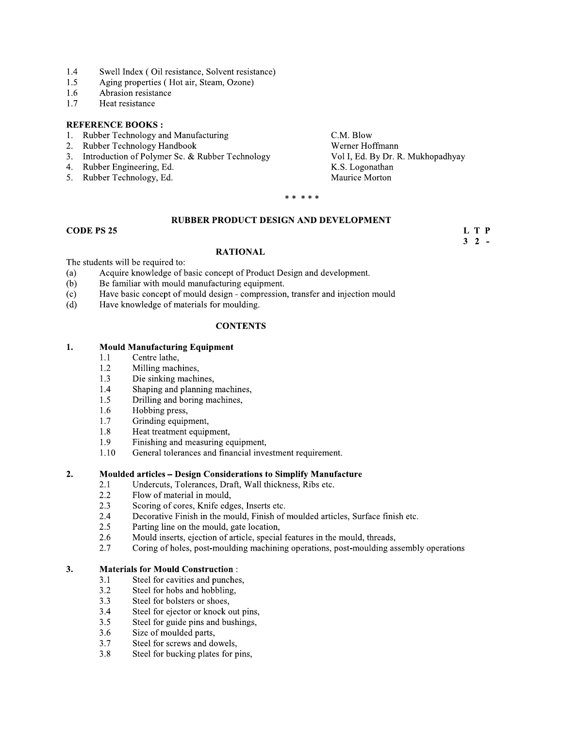1.4 Swell Index ( Oil resistance, Solvent resistance)
1.5 Aging properties ( Hot air, Steam, Ozone)
1.6 Abrasion resistance
1.7 Heat resistance

**REFERENCE BOOKS :**

1. Rubber Technology and Manufacturing — C.M. Blow
2. Rubber Technology Handbook — Werner Hoffmann
3. Introduction of Polymer Sc. & Rubber Technology — Vol I, Ed. By Dr. R. Mukhopadhyay
4. Rubber Engineering, Ed. — K.S. Logonathan
5. Rubber Technology, Ed. — Maurice Morton

\* \* \* \* \*

## RUBBER PRODUCT DESIGN AND DEVELOPMENT

**CODE PS 25**

| L | T | P |
|---|---|---|
| 3 | 2 | - |

### RATIONAL

The students will be required to:

(a) Acquire knowledge of basic concept of Product Design and development.
(b) Be familiar with mould manufacturing equipment.
(c) Have basic concept of mould design - compression, transfer and injection mould
(d) Have knowledge of materials for moulding.

### CONTENTS

**1. Mould Manufacturing Equipment**

1.1 Centre lathe,
1.2 Milling machines,
1.3 Die sinking machines,
1.4 Shaping and planning machines,
1.5 Drilling and boring machines,
1.6 Hobbing press,
1.7 Grinding equipment,
1.8 Heat treatment equipment,
1.9 Finishing and measuring equipment,
1.10 General tolerances and financial investment requirement.

**2. Moulded articles – Design Considerations to Simplify Manufacture**

2.1 Undercuts, Tolerances, Draft, Wall thickness, Ribs etc.
2.2 Flow of material in mould,
2.3 Scoring of cores, Knife edges, Inserts etc.
2.4 Decorative Finish in the mould, Finish of moulded articles, Surface finish etc.
2.5 Parting line on the mould, gate location,
2.6 Mould inserts, ejection of article, special features in the mould, threads,
2.7 Coring of holes, post-moulding machining operations, post-moulding assembly operations

**3. Materials for Mould Construction :**

3.1 Steel for cavities and punches,
3.2 Steel for hobs and hobbling,
3.3 Steel for bolsters or shoes,
3.4 Steel for ejector or knock out pins,
3.5 Steel for guide pins and bushings,
3.6 Size of moulded parts,
3.7 Steel for screws and dowels,
3.8 Steel for bucking plates for pins,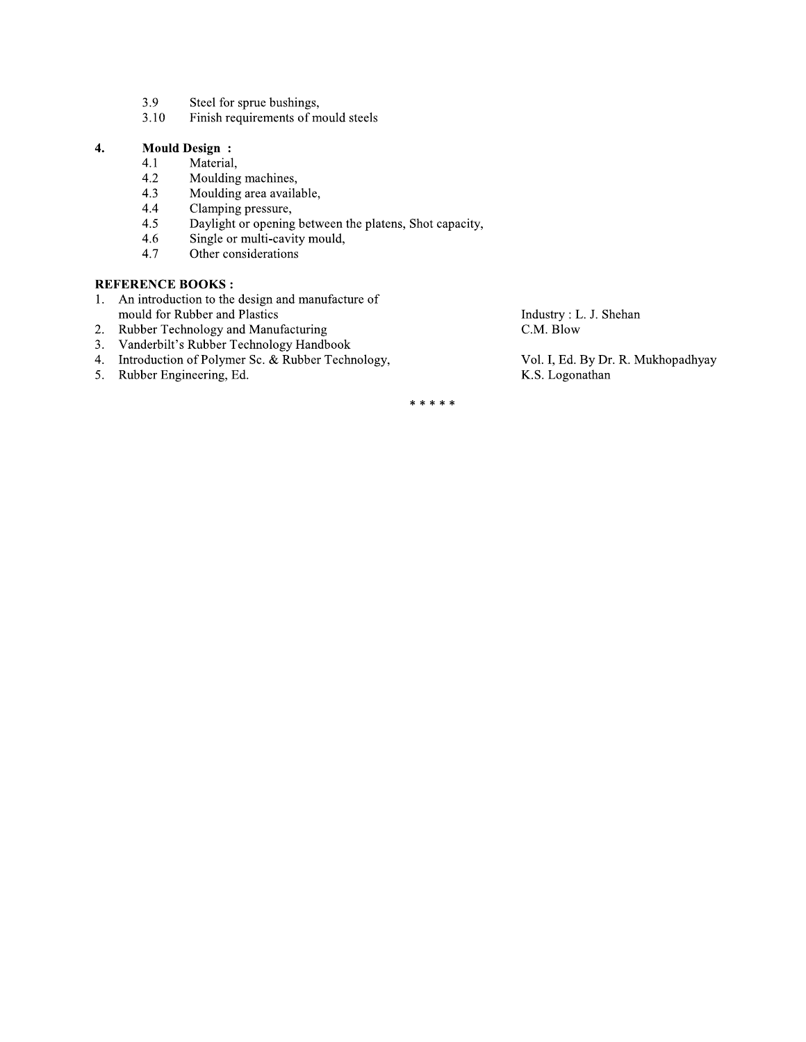3.9 Steel for sprue bushings,
3.10 Finish requirements of mould steels

**4. Mould Design :**

4.1 Material,
4.2 Moulding machines,
4.3 Moulding area available,
4.4 Clamping pressure,
4.5 Daylight or opening between the platens, Shot capacity,
4.6 Single or multi-cavity mould,
4.7 Other considerations

**REFERENCE BOOKS :**

1. An introduction to the design and manufacture of mould for Rubber and Plastics Industry : L. J. Shehan
2. Rubber Technology and Manufacturing C.M. Blow
3. Vanderbilt's Rubber Technology Handbook
4. Introduction of Polymer Sc. & Rubber Technology, Vol. I, Ed. By Dr. R. Mukhopadhyay
5. Rubber Engineering, Ed. K.S. Logonathan

\* \* \* \* \*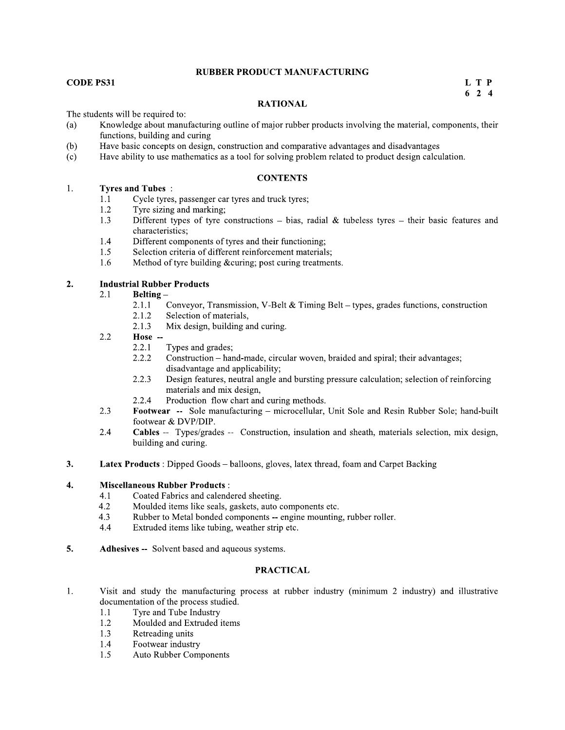## RUBBER PRODUCT MANUFACTURING

**CODE PS31**

**L T P**
**6 2 4**

### RATIONAL

The students will be required to:

(a) Knowledge about manufacturing outline of major rubber products involving the material, components, their functions, building and curing

(b) Have basic concepts on design, construction and comparative advantages and disadvantages

(c) Have ability to use mathematics as a tool for solving problem related to product design calculation.

### CONTENTS

1. **Tyres and Tubes** :
   - 1.1 Cycle tyres, passenger car tyres and truck tyres;
   - 1.2 Tyre sizing and marking;
   - 1.3 Different types of tyre constructions – bias, radial & tubeless tyres – their basic features and characteristics;
   - 1.4 Different components of tyres and their functioning;
   - 1.5 Selection criteria of different reinforcement materials;
   - 1.6 Method of tyre building &curing; post curing treatments.

2. **Industrial Rubber Products**
   - 2.1 **Belting** –
     - 2.1.1 Conveyor, Transmission, V-Belt & Timing Belt – types, grades functions, construction
     - 2.1.2 Selection of materials,
     - 2.1.3 Mix design, building and curing.
   - 2.2 **Hose** --
     - 2.2.1 Types and grades;
     - 2.2.2 Construction – hand-made, circular woven, braided and spiral; their advantages; disadvantage and applicability;
     - 2.2.3 Design features, neutral angle and bursting pressure calculation; selection of reinforcing materials and mix design,
     - 2.2.4 Production flow chart and curing methods.
   - 2.3 **Footwear** -- Sole manufacturing – microcellular, Unit Sole and Resin Rubber Sole; hand-built footwear & DVP/DIP.
   - 2.4 **Cables** -- Types/grades -- Construction, insulation and sheath, materials selection, mix design, building and curing.

3. **Latex Products** : Dipped Goods – balloons, gloves, latex thread, foam and Carpet Backing

4. **Miscellaneous Rubber Products** :
   - 4.1 Coated Fabrics and calendered sheeting.
   - 4.2 Moulded items like seals, gaskets, auto components etc.
   - 4.3 Rubber to Metal bonded components -- engine mounting, rubber roller.
   - 4.4 Extruded items like tubing, weather strip etc.

5. **Adhesives** -- Solvent based and aqueous systems.

### PRACTICAL

1. Visit and study the manufacturing process at rubber industry (minimum 2 industry) and illustrative documentation of the process studied.
   - 1.1 Tyre and Tube Industry
   - 1.2 Moulded and Extruded items
   - 1.3 Retreading units
   - 1.4 Footwear industry
   - 1.5 Auto Rubber Components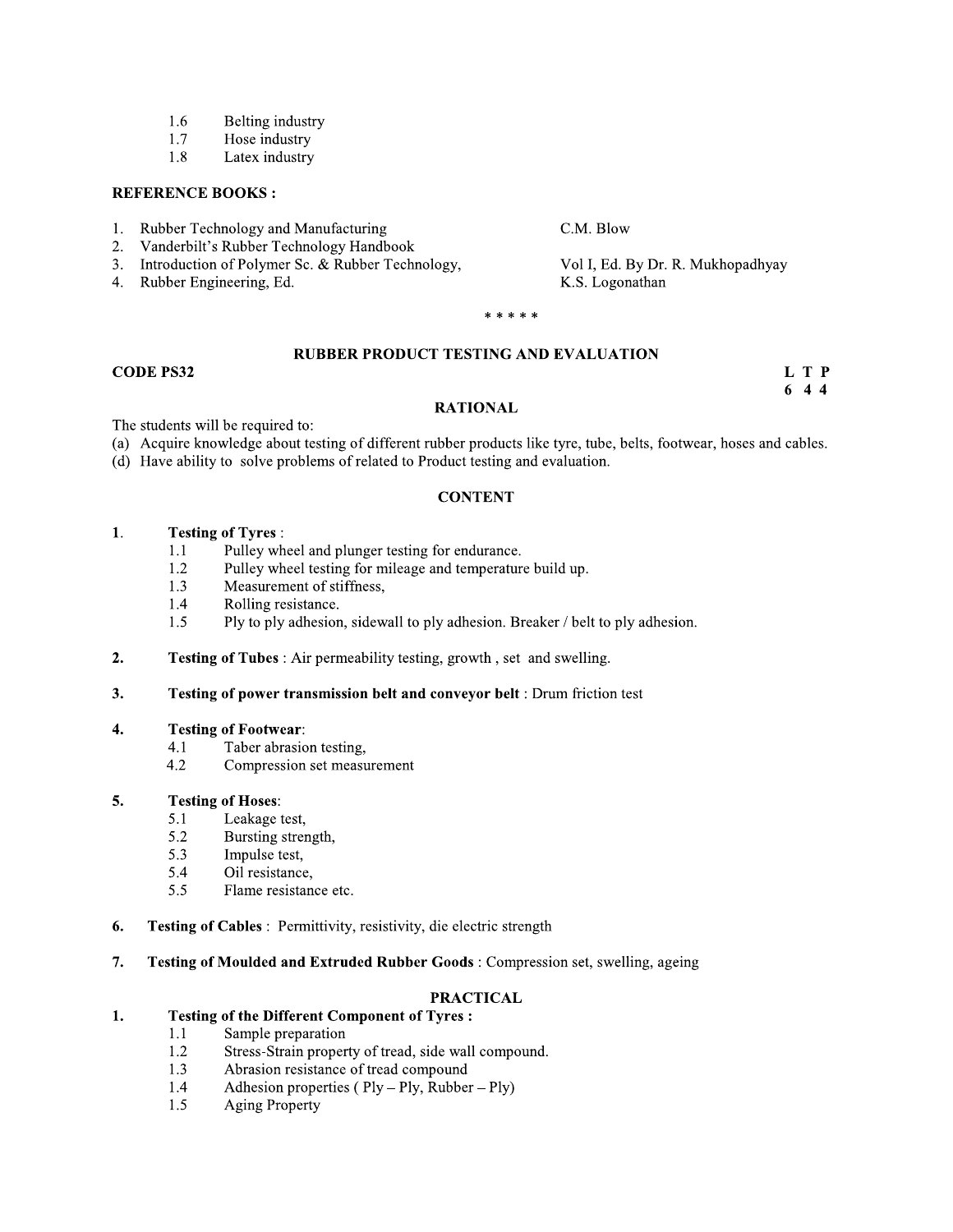1.6 Belting industry
1.7 Hose industry
1.8 Latex industry

**REFERENCE BOOKS :**

| | |
|---|---|
| 1. Rubber Technology and Manufacturing | C.M. Blow |
| 2. Vanderbilt's Rubber Technology Handbook | |
| 3. Introduction of Polymer Sc. & Rubber Technology, | Vol I, Ed. By Dr. R. Mukhopadhyay |
| 4. Rubber Engineering, Ed. | K.S. Logonathan |

* * * * *

## RUBBER PRODUCT TESTING AND EVALUATION

**CODE PS32** **L T P**
**6 4 4**

### RATIONAL

The students will be required to:

(a) Acquire knowledge about testing of different rubber products like tyre, tube, belts, footwear, hoses and cables.
(d) Have ability to solve problems of related to Product testing and evaluation.

### CONTENT

1. **Testing of Tyres** :
   1.1 Pulley wheel and plunger testing for endurance.
   1.2 Pulley wheel testing for mileage and temperature build up.
   1.3 Measurement of stiffness,
   1.4 Rolling resistance.
   1.5 Ply to ply adhesion, sidewall to ply adhesion. Breaker / belt to ply adhesion.

2. **Testing of Tubes** : Air permeability testing, growth , set and swelling.

3. **Testing of power transmission belt and conveyor belt** : Drum friction test

4. **Testing of Footwear**:
   4.1 Taber abrasion testing,
   4.2 Compression set measurement

5. **Testing of Hoses**:
   5.1 Leakage test,
   5.2 Bursting strength,
   5.3 Impulse test,
   5.4 Oil resistance,
   5.5 Flame resistance etc.

6. **Testing of Cables** : Permittivity, resistivity, die electric strength

7. **Testing of Moulded and Extruded Rubber Goods** : Compression set, swelling, ageing

### PRACTICAL

1. **Testing of the Different Component of Tyres :**
   1.1 Sample preparation
   1.2 Stress-Strain property of tread, side wall compound.
   1.3 Abrasion resistance of tread compound
   1.4 Adhesion properties ( Ply – Ply, Rubber – Ply)
   1.5 Aging Property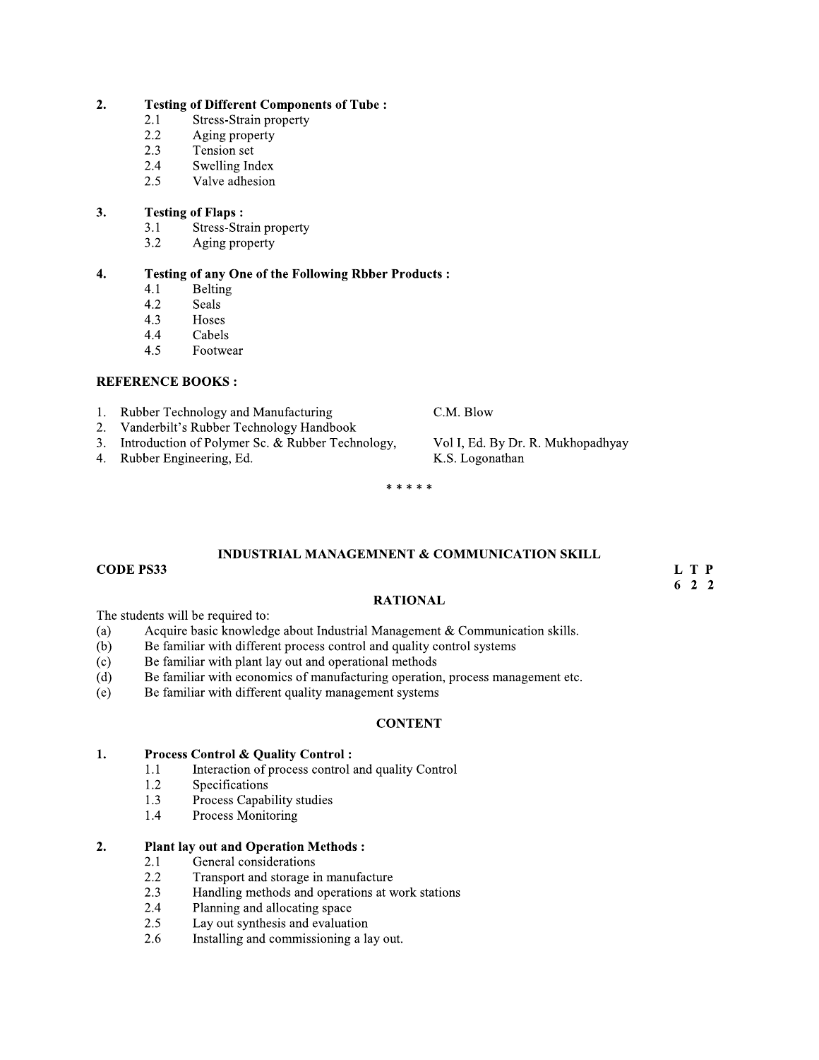**2. Testing of Different Components of Tube :**

- 2.1 Stress-Strain property
- 2.2 Aging property
- 2.3 Tension set
- 2.4 Swelling Index
- 2.5 Valve adhesion

**3. Testing of Flaps :**

- 3.1 Stress-Strain property
- 3.2 Aging property

**4. Testing of any One of the Following Rbber Products :**

- 4.1 Belting
- 4.2 Seals
- 4.3 Hoses
- 4.4 Cabels
- 4.5 Footwear

**REFERENCE BOOKS :**

1. Rubber Technology and Manufacturing — C.M. Blow
2. Vanderbilt's Rubber Technology Handbook
3. Introduction of Polymer Sc. & Rubber Technology, — Vol I, Ed. By Dr. R. Mukhopadhyay
4. Rubber Engineering, Ed. — K.S. Logonathan

* * * * *

## INDUSTRIAL MANAGEMNENT & COMMUNICATION SKILL

**CODE PS33**

| L | T | P |
|---|---|---|
| 6 | 2 | 2 |

### RATIONAL

The students will be required to:

- (a) Acquire basic knowledge about Industrial Management & Communication skills.
- (b) Be familiar with different process control and quality control systems
- (c) Be familiar with plant lay out and operational methods
- (d) Be familiar with economics of manufacturing operation, process management etc.
- (e) Be familiar with different quality management systems

### CONTENT

**1. Process Control & Quality Control :**

- 1.1 Interaction of process control and quality Control
- 1.2 Specifications
- 1.3 Process Capability studies
- 1.4 Process Monitoring

**2. Plant lay out and Operation Methods :**

- 2.1 General considerations
- 2.2 Transport and storage in manufacture
- 2.3 Handling methods and operations at work stations
- 2.4 Planning and allocating space
- 2.5 Lay out synthesis and evaluation
- 2.6 Installing and commissioning a lay out.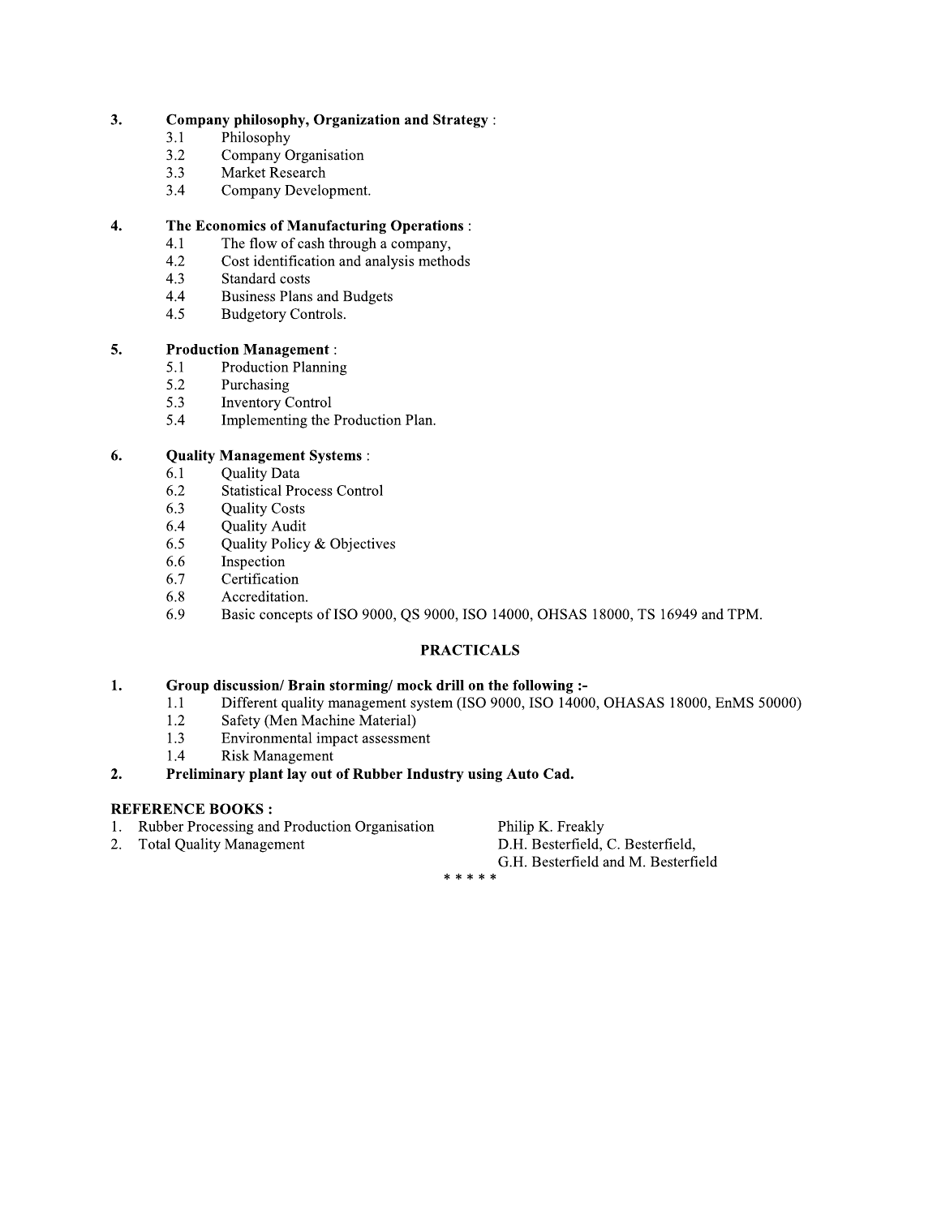**3. Company philosophy, Organization and Strategy :**

3.1 Philosophy
3.2 Company Organisation
3.3 Market Research
3.4 Company Development.

**4. The Economics of Manufacturing Operations :**

4.1 The flow of cash through a company,
4.2 Cost identification and analysis methods
4.3 Standard costs
4.4 Business Plans and Budgets
4.5 Budgetory Controls.

**5. Production Management :**

5.1 Production Planning
5.2 Purchasing
5.3 Inventory Control
5.4 Implementing the Production Plan.

**6. Quality Management Systems :**

6.1 Quality Data
6.2 Statistical Process Control
6.3 Quality Costs
6.4 Quality Audit
6.5 Quality Policy & Objectives
6.6 Inspection
6.7 Certification
6.8 Accreditation.
6.9 Basic concepts of ISO 9000, QS 9000, ISO 14000, OHSAS 18000, TS 16949 and TPM.

## PRACTICALS

**1. Group discussion/ Brain storming/ mock drill on the following :-**

1.1 Different quality management system (ISO 9000, ISO 14000, OHASAS 18000, EnMS 50000)
1.2 Safety (Men Machine Material)
1.3 Environmental impact assessment
1.4 Risk Management

**2. Preliminary plant lay out of Rubber Industry using Auto Cad.**

**REFERENCE BOOKS :**

1. Rubber Processing and Production Organisation — Philip K. Freakly
2. Total Quality Management — D.H. Besterfield, C. Besterfield, G.H. Besterfield and M. Besterfield

\* \* \* \* \*